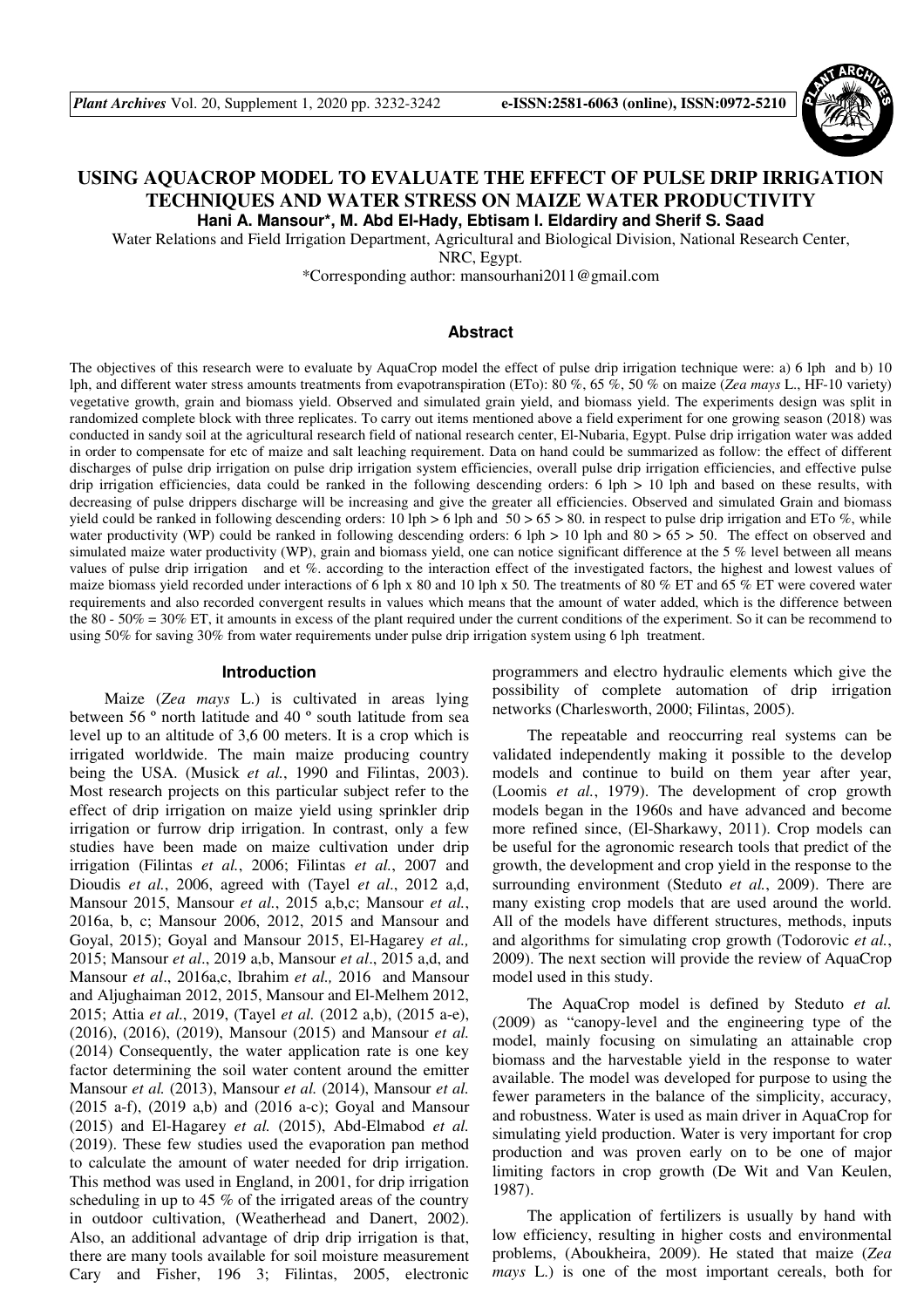# USING AQUACROP MODEL TO EVALUATE THE EFFECT OF PULSE DRIP IRRIGATION TECHNIQUES AND WATER STRESS ON MAIZE WATER PRODUCTIVITY

**Hani A. Mansour*, M. Abd El-Hady, Ebtisam I. Eldardiry and Sherif S. Saad**

Water Relations and Field Irrigation Department, Agricultural and Biological Division, National Research Center, NRC, Egypt.

*Corresponding author: mansourhani2011@gmail.com

## Abstract

The objectives of this research were to evaluate by AquaCrop model the effect of pulse drip irrigation technique were: a) 6 lph and b) 10 lph, and different water stress amounts treatments from evapotranspiration (ETo): 80 %, 65 %, 50 % on maize (*Zea mays* L., HF-10 variety) vegetative growth, grain and biomass yield. Observed and simulated grain yield, and biomass yield. The experiments design was split in randomized complete block with three replicates. To carry out items mentioned above a field experiment for one growing season (2018) was conducted in sandy soil at the agricultural research field of national research center, El-Nubaria, Egypt. Pulse drip irrigation water was added in order to compensate for etc of maize and salt leaching requirement. Data on hand could be summarized as follow: the effect of different discharges of pulse drip irrigation on pulse drip irrigation system efficiencies, overall pulse drip irrigation efficiencies, and effective pulse drip irrigation efficiencies, data could be ranked in the following descending orders: 6 lph > 10 lph and based on these results, with decreasing of pulse drippers discharge will be increasing and give the greater all efficiencies. Observed and simulated Grain and biomass yield could be ranked in following descending orders: 10 lph > 6 lph and 50 > 65 > 80. in respect to pulse drip irrigation and ETo %, while water productivity (WP) could be ranked in following descending orders: 6 lph > 10 lph and 80 > 65 > 50. The effect on observed and simulated maize water productivity (WP), grain and biomass yield, one can notice significant difference at the 5 % level between all means values of pulse drip irrigation and et %. according to the interaction effect of the investigated factors, the highest and lowest values of maize biomass yield recorded under interactions of 6 lph x 80 and 10 lph x 50. The treatments of 80 % ET and 65 % ET were covered water requirements and also recorded convergent results in values which means that the amount of water added, which is the difference between the 80 - 50% = 30% ET, it amounts in excess of the plant required under the current conditions of the experiment. So it can be recommend to using 50% for saving 30% from water requirements under pulse drip irrigation system using 6 lph treatment.

## Introduction

Maize (*Zea mays* L.) is cultivated in areas lying between 56 º north latitude and 40 º south latitude from sea level up to an altitude of 3,6 00 meters. It is a crop which is irrigated worldwide. The main maize producing country being the USA. (Musick *et al.*, 1990 and Filintas, 2003). Most research projects on this particular subject refer to the effect of drip irrigation on maize yield using sprinkler drip irrigation or furrow drip irrigation. In contrast, only a few studies have been made on maize cultivation under drip irrigation (Filintas *et al.*, 2006; Filintas *et al.*, 2007 and Dioudis *et al.*, 2006, agreed with (Tayel *et al.*, 2012 a,d, Mansour 2015, Mansour *et al.*, 2015 a,b,c; Mansour *et al.*, 2016a, b, c; Mansour 2006, 2012, 2015 and Mansour and Goyal, 2015); Goyal and Mansour 2015, El-Hagarey *et al.,* 2015; Mansour *et al*., 2019 a,b, Mansour *et al*., 2015 a,d, and Mansour *et al*., 2016a,c, Ibrahim *et al.,* 2016 and Mansour and Aljughaiman 2012, 2015, Mansour and El-Melhem 2012, 2015; Attia *et al*., 2019, (Tayel *et al.* (2012 a,b), (2015 a-e), (2016), (2019), Mansour (2015) and Mansour *et al.* (2014) Consequently, the water application rate is one key factor determining the soil water content around the emitter Mansour *et al.* (2013), Mansour *et al.* (2014), Mansour *et al.* (2015 a-f), (2019 a,b) and (2016 a-c); Goyal and Mansour (2015) and El-Hagarey *et al.* (2015), Abd-Elmabod *et al.* (2019). These few studies used the evaporation pan method to calculate the amount of water needed for drip irrigation. This method was used in England, in 2001, for drip irrigation scheduling in up to 45 % of the irrigated areas of the country in outdoor cultivation, (Weatherhead and Danert, 2002). Also, an additional advantage of drip drip irrigation is that, there are many tools available for soil moisture measurement Cary and Fisher, 196 3; Filintas, 2005, electronic programmers and electro hydraulic elements which give the possibility of complete automation of drip irrigation networks (Charlesworth, 2000; Filintas, 2005).

The repeatable and reoccurring real systems can be validated independently making it possible to the develop models and continue to build on them year after year, (Loomis *et al.*, 1979). The development of crop growth models began in the 1960s and have advanced and become more refined since, (El-Sharkawy, 2011). Crop models can be useful for the agronomic research tools that predict of the growth, the development and crop yield in the response to the surrounding environment (Steduto *et al.*, 2009). There are many existing crop models that are used around the world. All of the models have different structures, methods, inputs and algorithms for simulating crop growth (Todorovic *et al.*, 2009). The next section will provide the review of AquaCrop model used in this study.

The AquaCrop model is defined by Steduto *et al.* (2009) as "canopy-level and the engineering type of the model, mainly focusing on simulating an attainable crop biomass and the harvestable yield in the response to water available. The model was developed for purpose to using the fewer parameters in the balance of the simplicity, accuracy, and robustness. Water is used as main driver in AquaCrop for simulating yield production. Water is very important for crop production and was proven early on to be one of major limiting factors in crop growth (De Wit and Van Keulen, 1987).

The application of fertilizers is usually by hand with low efficiency, resulting in higher costs and environmental problems, (Aboukheira, 2009). He stated that maize (*Zea mays* L.) is one of the most important cereals, both for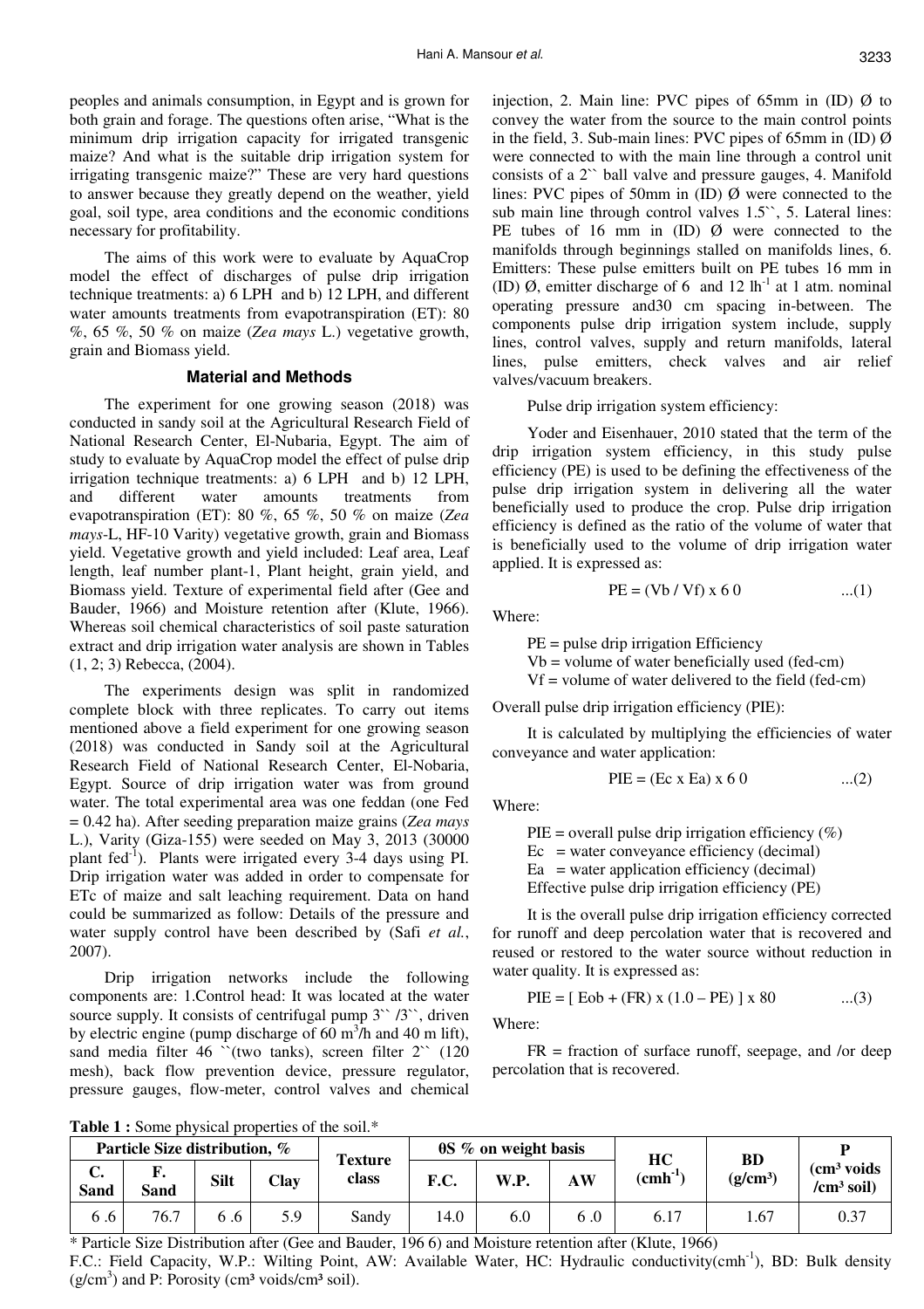peoples and animals consumption, in Egypt and is grown for both grain and forage. The questions often arise, "What is the minimum drip irrigation capacity for irrigated transgenic maize? And what is the suitable drip irrigation system for irrigating transgenic maize?" These are very hard questions to answer because they greatly depend on the weather, yield goal, soil type, area conditions and the economic conditions necessary for profitability.

The aims of this work were to evaluate by AquaCrop model the effect of discharges of pulse drip irrigation technique treatments: a) 6 LPH and b) 12 LPH, and different water amounts treatments from evapotranspiration (ET): 80 %, 65 %, 50 % on maize (*Zea mays* L.) vegetative growth, grain and Biomass yield.

## Material and Methods

The experiment for one growing season (2018) was conducted in sandy soil at the Agricultural Research Field of National Research Center, El-Nubaria, Egypt. The aim of study to evaluate by AquaCrop model the effect of pulse drip irrigation technique treatments: a) 6 LPH and b) 12 LPH, and different water amounts treatments from evapotranspiration (ET): 80 %, 65 %, 50 % on maize (*Zea mays*-L, HF-10 Varity) vegetative growth, grain and Biomass yield. Vegetative growth and yield included: Leaf area, Leaf length, leaf number plant-1, Plant height, grain yield, and Biomass yield. Texture of experimental field after (Gee and Bauder, 1966) and Moisture retention after (Klute, 1966). Whereas soil chemical characteristics of soil paste saturation extract and drip irrigation water analysis are shown in Tables (1, 2; 3) Rebecca, (2004).

The experiments design was split in randomized complete block with three replicates. To carry out items mentioned above a field experiment for one growing season (2018) was conducted in Sandy soil at the Agricultural Research Field of National Research Center, El-Nobaria, Egypt. Source of drip irrigation water was from ground water. The total experimental area was one feddan (one Fed = 0.42 ha). After seeding preparation maize grains (*Zea mays* L.), Varity (Giza-155) were seeded on May 3, 2013 (30000 plant fed$^{-1}$). Plants were irrigated every 3-4 days using PI. Drip irrigation water was added in order to compensate for ETc of maize and salt leaching requirement. Data on hand could be summarized as follow: Details of the pressure and water supply control have been described by (Safi *et al.*, 2007).

Drip irrigation networks include the following components are: 1.Control head: It was located at the water source supply. It consists of centrifugal pump 3`` /3``, driven by electric engine (pump discharge of 60 m$^3$/h and 40 m lift), sand media filter 46 ``(two tanks), screen filter 2`` (120 mesh), back flow prevention device, pressure regulator, pressure gauges, flow-meter, control valves and chemical injection, 2. Main line: PVC pipes of 65mm in (ID) Ø to convey the water from the source to the main control points in the field, 3. Sub-main lines: PVC pipes of 65mm in (ID) Ø were connected to with the main line through a control unit consists of a 2`` ball valve and pressure gauges, 4. Manifold lines: PVC pipes of 50mm in (ID) Ø were connected to the sub main line through control valves 1.5``, 5. Lateral lines: PE tubes of 16 mm in (ID) Ø were connected to the manifolds through beginnings stalled on manifolds lines, 6. Emitters: These pulse emitters built on PE tubes 16 mm in (ID) Ø, emitter discharge of 6 and 12 lh$^{-1}$ at 1 atm. nominal operating pressure and30 cm spacing in-between. The components pulse drip irrigation system include, supply lines, control valves, supply and return manifolds, lateral lines, pulse emitters, check valves and air relief valves/vacuum breakers.

Pulse drip irrigation system efficiency:

Yoder and Eisenhauer, 2010 stated that the term of the drip irrigation system efficiency, in this study pulse efficiency (PE) is used to be defining the effectiveness of the pulse drip irrigation system in delivering all the water beneficially used to produce the crop. Pulse drip irrigation efficiency is defined as the ratio of the volume of water that is beneficially used to the volume of drip irrigation water applied. It is expressed as:

$$PE = (Vb / Vf) \times 6\,0 \qquad ...(1)$$

Where:

PE = pulse drip irrigation Efficiency
Vb = volume of water beneficially used (fed-cm)
Vf = volume of water delivered to the field (fed-cm)

Overall pulse drip irrigation efficiency (PIE):

It is calculated by multiplying the efficiencies of water conveyance and water application:

$$PIE = (Ec \times Ea) \times 6\,0 \qquad ...(2)$$

Where:

PIE = overall pulse drip irrigation efficiency (%)
Ec = water conveyance efficiency (decimal)
Ea = water application efficiency (decimal)
Effective pulse drip irrigation efficiency (PE)

It is the overall pulse drip irrigation efficiency corrected for runoff and deep percolation water that is recovered and reused or restored to the water source without reduction in water quality. It is expressed as:

$$PIE = [\, Eob + (FR) \times (1.0 - PE) \,] \times 80 \qquad ...(3)$$

Where:

FR = fraction of surface runoff, seepage, and /or deep percolation that is recovered.

**Table 1 :** Some physical properties of the soil.*

| Particle Size distribution, % | | | | Texture class | θS % on weight basis | | | HC (cmh$^{-1}$) | BD (g/cm³) | P (cm³ voids /cm³ soil) |
|---|---|---|---|---|---|---|---|---|---|---|
| C. Sand | F. Sand | Silt | Clay | | F.C. | W.P. | AW | | | |
| 6 .6 | 76.7 | 6 .6 | 5.9 | Sandy | 14.0 | 6.0 | 6 .0 | 6.17 | 1.67 | 0.37 |

\* Particle Size Distribution after (Gee and Bauder, 196 6) and Moisture retention after (Klute, 1966)
F.C.: Field Capacity, W.P.: Wilting Point, AW: Available Water, HC: Hydraulic conductivity(cmh$^{-1}$), BD: Bulk density (g/cm$^3$) and P: Porosity (cm³ voids/cm³ soil).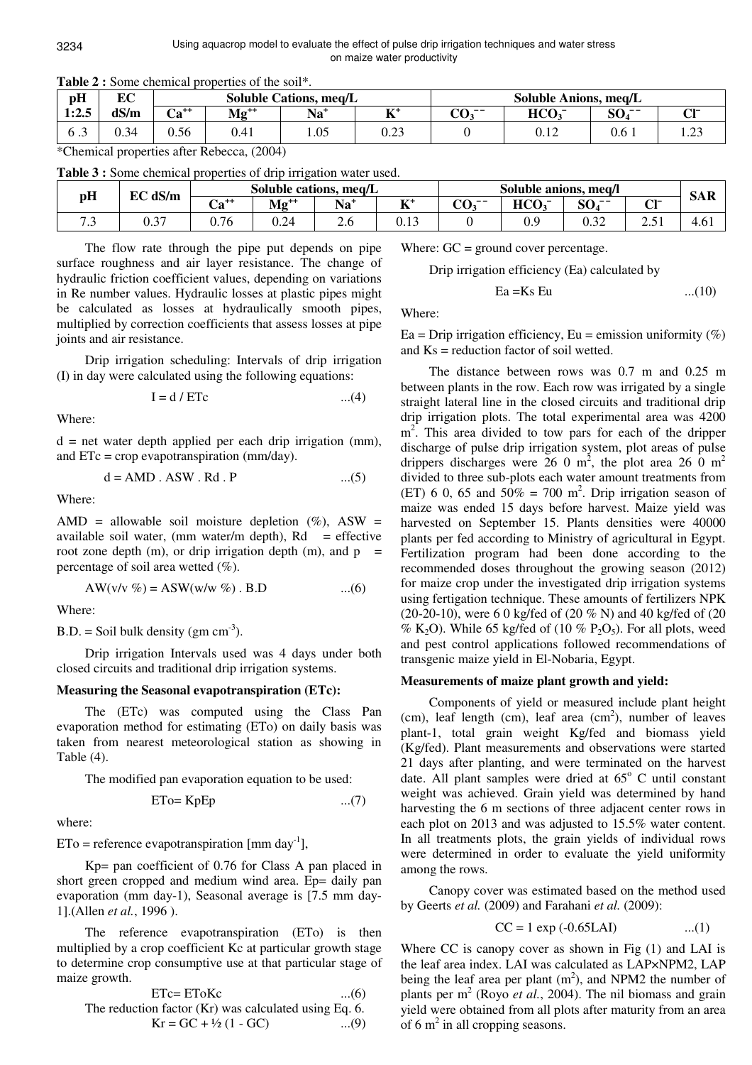**Table 2 :** Some chemical properties of the soil*.

| pH 1:2.5 | EC dS/m | Soluble Cations, meq/L | | | | Soluble Anions, meq/L | | | |
|---|---|---|---|---|---|---|---|---|---|
| | | $Ca^{++}$ | $Mg^{++}$ | $Na^{+}$ | $K^{+}$ | $CO_3^{--}$ | $HCO_3^{-}$ | $SO_4^{--}$ | $Cl^{-}$ |
| 6 .3 | 0.34 | 0.56 | 0.41 | 1.05 | 0.23 | 0 | 0.12 | 0.6 1 | 1.23 |

*Chemical properties after Rebecca, (2004)

**Table 3 :** Some chemical properties of drip irrigation water used.

| pH | EC dS/m | Soluble cations, meq/L | | | | Soluble anions, meq/l | | | | SAR |
|---|---|---|---|---|---|---|---|---|---|---|
| | | $Ca^{++}$ | $Mg^{++}$ | $Na^{+}$ | $K^{+}$ | $CO_3^{--}$ | $HCO_3^{-}$ | $SO_4^{--}$ | $Cl^{-}$ | |
| 7.3 | 0.37 | 0.76 | 0.24 | 2.6 | 0.13 | 0 | 0.9 | 0.32 | 2.51 | 4.61 |

The flow rate through the pipe put depends on pipe surface roughness and air layer resistance. The change of hydraulic friction coefficient values, depending on variations in Re number values. Hydraulic losses at plastic pipes might be calculated as losses at hydraulically smooth pipes, multiplied by correction coefficients that assess losses at pipe joints and air resistance.

Drip irrigation scheduling: Intervals of drip irrigation (I) in day were calculated using the following equations:

$$I = d / ETc \qquad ...(4)$$

Where:

d = net water depth applied per each drip irrigation (mm), and ETc = crop evapotranspiration (mm/day).

$$d = AMD . ASW . Rd . P \qquad ...(5)$$

Where:

AMD = allowable soil moisture depletion (%), ASW = available soil water, (mm water/m depth), Rd = effective root zone depth (m), or drip irrigation depth (m), and p = percentage of soil area wetted (%).

$$AW(v/v \%) = ASW(w/w \%) . B.D \qquad ...(6)$$

Where:

B.D. = Soil bulk density (gm $cm^{-3}$).

Drip irrigation Intervals used was 4 days under both closed circuits and traditional drip irrigation systems.

**Measuring the Seasonal evapotranspiration (ETc):**

The (ETc) was computed using the Class Pan evaporation method for estimating (ETo) on daily basis was taken from nearest meteorological station as showing in Table (4).

The modified pan evaporation equation to be used:

$$ETo= KpEp \qquad ...(7)$$

where:

ETo = reference evapotranspiration [mm $day^{-1}$],

Kp= pan coefficient of 0.76 for Class A pan placed in short green cropped and medium wind area. Ep= daily pan evaporation (mm day-1), Seasonal average is [7.5 mm day-1].(Allen *et al.*, 1996 ).

The reference evapotranspiration (ETo) is then multiplied by a crop coefficient Kc at particular growth stage to determine crop consumptive use at that particular stage of maize growth.

$$ETc= EToKc \qquad ...(6)$$

The reduction factor (Kr) was calculated using Eq. 6.

$$Kr = GC + ½ (1 - GC) \qquad ...(9)$$

Where: GC = ground cover percentage.

Drip irrigation efficiency (Ea) calculated by

$$Ea =Ks\ Eu \qquad ...(10)$$

Where:

Ea = Drip irrigation efficiency, Eu = emission uniformity (%) and Ks = reduction factor of soil wetted.

The distance between rows was 0.7 m and 0.25 m between plants in the row. Each row was irrigated by a single straight lateral line in the closed circuits and traditional drip drip irrigation plots. The total experimental area was 4200 $m^2$. This area divided to tow pars for each of the dripper discharge of pulse drip irrigation system, plot areas of pulse drippers discharges were 26 0 $m^2$, the plot area 26 0 $m^2$ divided to three sub-plots each water amount treatments from (ET) 6 0, 65 and 50% = 700 $m^2$. Drip irrigation season of maize was ended 15 days before harvest. Maize yield was harvested on September 15. Plants densities were 40000 plants per fed according to Ministry of agricultural in Egypt. Fertilization program had been done according to the recommended doses throughout the growing season (2012) for maize crop under the investigated drip irrigation systems using fertigation technique. These amounts of fertilizers NPK (20-20-10), were 6 0 kg/fed of (20 % N) and 40 kg/fed of (20 % $K_2O$). While 65 kg/fed of (10 % $P_2O_5$). For all plots, weed and pest control applications followed recommendations of transgenic maize yield in El-Nobaria, Egypt.

**Measurements of maize plant growth and yield:**

Components of yield or measured include plant height (cm), leaf length (cm), leaf area ($cm^2$), number of leaves plant-1, total grain weight Kg/fed and biomass yield (Kg/fed). Plant measurements and observations were started 21 days after planting, and were terminated on the harvest date. All plant samples were dried at 65° C until constant weight was achieved. Grain yield was determined by hand harvesting the 6 m sections of three adjacent center rows in each plot on 2013 and was adjusted to 15.5% water content. In all treatments plots, the grain yields of individual rows were determined in order to evaluate the yield uniformity among the rows.

Canopy cover was estimated based on the method used by Geerts *et al.* (2009) and Farahani *et al.* (2009):

$$CC = 1 \exp (-0.65LAI) \qquad ...(1)$$

Where CC is canopy cover as shown in Fig (1) and LAI is the leaf area index. LAI was calculated as LAP×NPM2, LAP being the leaf area per plant ($m^2$), and NPM2 the number of plants per $m^2$ (Royo *et al.*, 2004). The nil biomass and grain yield were obtained from all plots after maturity from an area of 6 $m^2$ in all cropping seasons.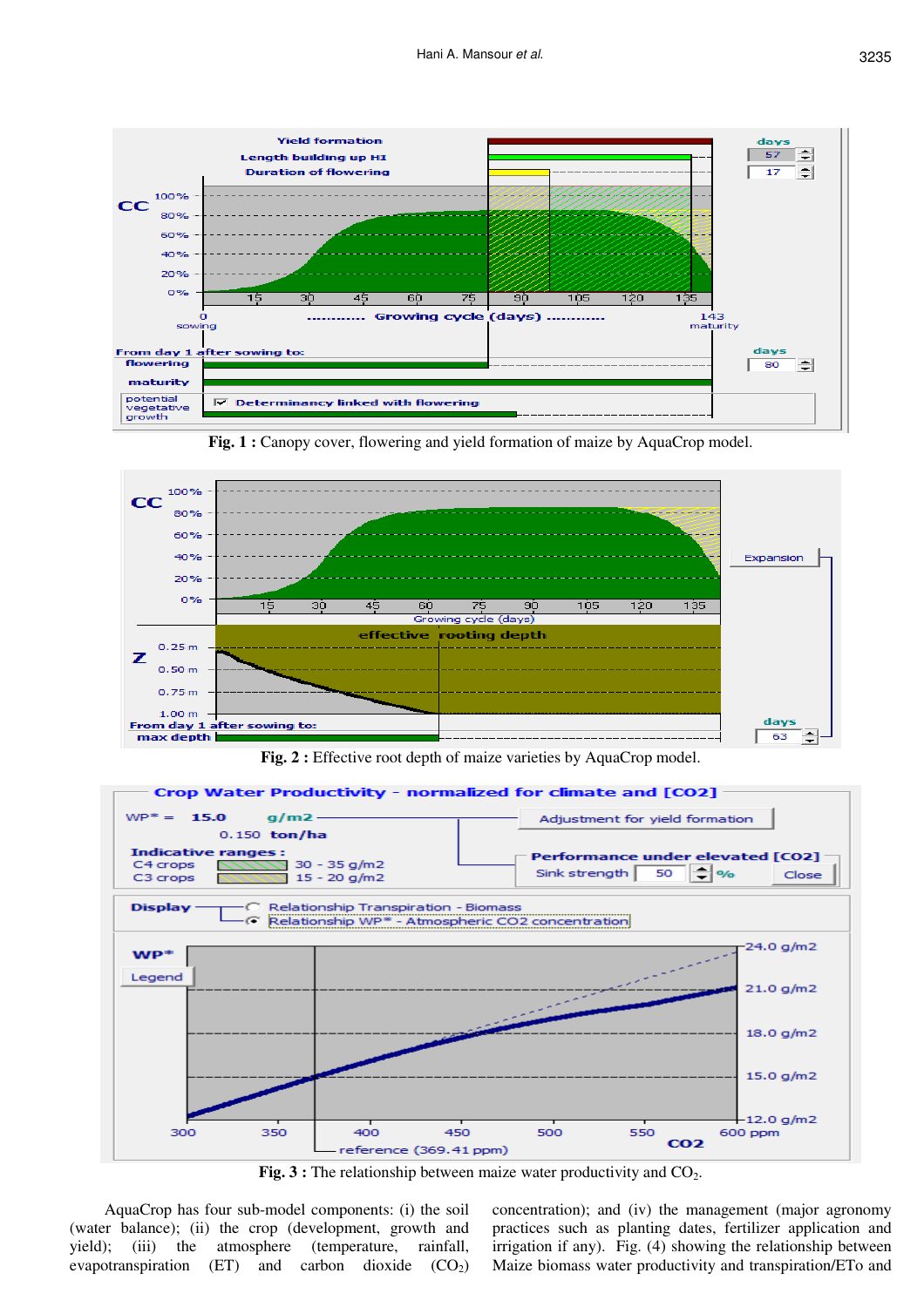Fig. 1 : Canopy cover, flowering and yield formation of maize by AquaCrop model.

Fig. 2 : Effective root depth of maize varieties by AquaCrop model.

Fig. 3 : The relationship between maize water productivity and $CO_2$.

AquaCrop has four sub-model components: (i) the soil (water balance); (ii) the crop (development, growth and yield); (iii) the atmosphere (temperature, rainfall, evapotranspiration (ET) and carbon dioxide ($CO_2$) concentration); and (iv) the management (major agronomy practices such as planting dates, fertilizer application and irrigation if any). Fig. (4) showing the relationship between Maize biomass water productivity and transpiration/ETo and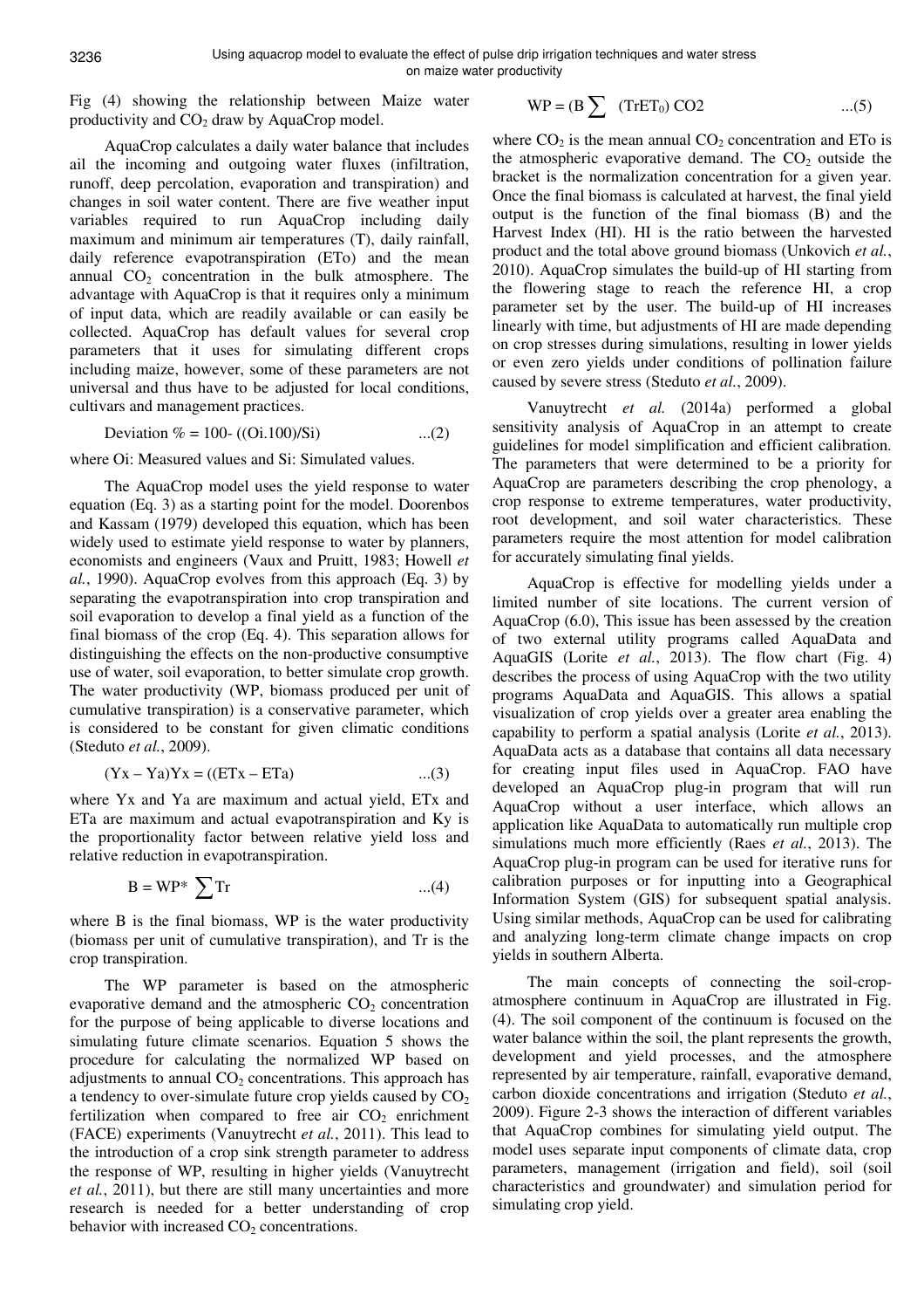Fig (4) showing the relationship between Maize water productivity and $CO_2$ draw by AquaCrop model.

AquaCrop calculates a daily water balance that includes ail the incoming and outgoing water fluxes (infiltration, runoff, deep percolation, evaporation and transpiration) and changes in soil water content. There are five weather input variables required to run AquaCrop including daily maximum and minimum air temperatures (T), daily rainfall, daily reference evapotranspiration (ETo) and the mean annual $CO_2$ concentration in the bulk atmosphere. The advantage with AquaCrop is that it requires only a minimum of input data, which are readily available or can easily be collected. AquaCrop has default values for several crop parameters that it uses for simulating different crops including maize, however, some of these parameters are not universal and thus have to be adjusted for local conditions, cultivars and management practices.

$$\text{Deviation } \% = 100 - ((\text{Oi}.100)/\text{Si}) \qquad ...(2)$$

where Oi: Measured values and Si: Simulated values.

The AquaCrop model uses the yield response to water equation (Eq. 3) as a starting point for the model. Doorenbos and Kassam (1979) developed this equation, which has been widely used to estimate yield response to water by planners, economists and engineers (Vaux and Pruitt, 1983; Howell *et al.*, 1990). AquaCrop evolves from this approach (Eq. 3) by separating the evapotranspiration into crop transpiration and soil evaporation to develop a final yield as a function of the final biomass of the crop (Eq. 4). This separation allows for distinguishing the effects on the non-productive consumptive use of water, soil evaporation, to better simulate crop growth. The water productivity (WP, biomass produced per unit of cumulative transpiration) is a conservative parameter, which is considered to be constant for given climatic conditions (Steduto *et al.*, 2009).

$$(Yx - Ya)Yx = ((ETx - ETa) \qquad ...(3)$$

where Yx and Ya are maximum and actual yield, ETx and ETa are maximum and actual evapotranspiration and Ky is the proportionality factor between relative yield loss and relative reduction in evapotranspiration.

$$B = WP^* \sum Tr \qquad ...(4)$$

where B is the final biomass, WP is the water productivity (biomass per unit of cumulative transpiration), and Tr is the crop transpiration.

The WP parameter is based on the atmospheric evaporative demand and the atmospheric $CO_2$ concentration for the purpose of being applicable to diverse locations and simulating future climate scenarios. Equation 5 shows the procedure for calculating the normalized WP based on adjustments to annual $CO_2$ concentrations. This approach has a tendency to over-simulate future crop yields caused by $CO_2$ fertilization when compared to free air $CO_2$ enrichment (FACE) experiments (Vanuytrecht *et al.*, 2011). This lead to the introduction of a crop sink strength parameter to address the response of WP, resulting in higher yields (Vanuytrecht *et al.*, 2011), but there are still many uncertainties and more research is needed for a better understanding of crop behavior with increased $CO_2$ concentrations.

$$WP = (B \sum \ (TrET_0)\ CO2 \qquad ...(5)$$

where $CO_2$ is the mean annual $CO_2$ concentration and ETo is the atmospheric evaporative demand. The $CO_2$ outside the bracket is the normalization concentration for a given year. Once the final biomass is calculated at harvest, the final yield output is the function of the final biomass (B) and the Harvest Index (HI). HI is the ratio between the harvested product and the total above ground biomass (Unkovich *et al.*, 2010). AquaCrop simulates the build-up of HI starting from the flowering stage to reach the reference HI, a crop parameter set by the user. The build-up of HI increases linearly with time, but adjustments of HI are made depending on crop stresses during simulations, resulting in lower yields or even zero yields under conditions of pollination failure caused by severe stress (Steduto *et al.*, 2009).

Vanuytrecht *et al.* (2014a) performed a global sensitivity analysis of AquaCrop in an attempt to create guidelines for model simplification and efficient calibration. The parameters that were determined to be a priority for AquaCrop are parameters describing the crop phenology, a crop response to extreme temperatures, water productivity, root development, and soil water characteristics. These parameters require the most attention for model calibration for accurately simulating final yields.

AquaCrop is effective for modelling yields under a limited number of site locations. The current version of AquaCrop (6.0), This issue has been assessed by the creation of two external utility programs called AquaData and AquaGIS (Lorite *et al.*, 2013). The flow chart (Fig. 4) describes the process of using AquaCrop with the two utility programs AquaData and AquaGIS. This allows a spatial visualization of crop yields over a greater area enabling the capability to perform a spatial analysis (Lorite *et al.*, 2013). AquaData acts as a database that contains all data necessary for creating input files used in AquaCrop. FAO have developed an AquaCrop plug-in program that will run AquaCrop without a user interface, which allows an application like AquaData to automatically run multiple crop simulations much more efficiently (Raes *et al.*, 2013). The AquaCrop plug-in program can be used for iterative runs for calibration purposes or for inputting into a Geographical Information System (GIS) for subsequent spatial analysis. Using similar methods, AquaCrop can be used for calibrating and analyzing long-term climate change impacts on crop yields in southern Alberta.

The main concepts of connecting the soil-crop-atmosphere continuum in AquaCrop are illustrated in Fig. (4). The soil component of the continuum is focused on the water balance within the soil, the plant represents the growth, development and yield processes, and the atmosphere represented by air temperature, rainfall, evaporative demand, carbon dioxide concentrations and irrigation (Steduto *et al.*, 2009). Figure 2-3 shows the interaction of different variables that AquaCrop combines for simulating yield output. The model uses separate input components of climate data, crop parameters, management (irrigation and field), soil (soil characteristics and groundwater) and simulation period for simulating crop yield.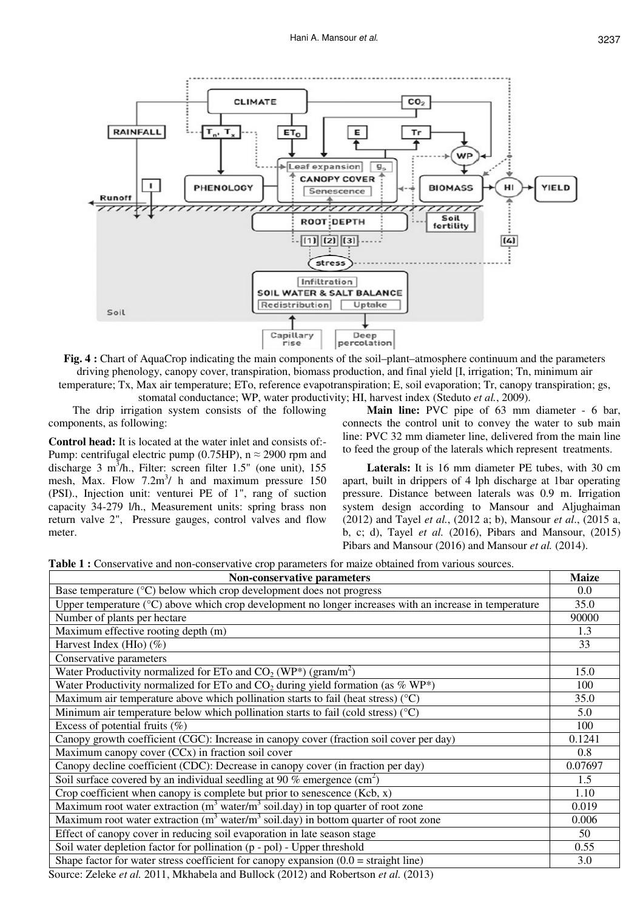**Fig. 4 :** Chart of AquaCrop indicating the main components of the soil–plant–atmosphere continuum and the parameters driving phenology, canopy cover, transpiration, biomass production, and final yield [I, irrigation; Tn, minimum air temperature; Tx, Max air temperature; ETo, reference evapotranspiration; E, soil evaporation; Tr, canopy transpiration; gs, stomatal conductance; WP, water productivity; HI, harvest index (Steduto *et al.*, 2009).

The drip irrigation system consists of the following components, as following:

**Control head:** It is located at the water inlet and consists of:- Pump: centrifugal electric pump (0.75HP), n ≈ 2900 rpm and discharge 3 $m^3$/h., Filter: screen filter 1.5" (one unit), 155 mesh, Max. Flow 7.2$m^3$/ h and maximum pressure 150 (PSI)., Injection unit: venturei PE of 1", rang of suction capacity 34-279 l/h., Measurement units: spring brass non return valve 2", Pressure gauges, control valves and flow meter.

**Main line:** PVC pipe of 63 mm diameter - 6 bar, connects the control unit to convey the water to sub main line: PVC 32 mm diameter line, delivered from the main line to feed the group of the laterals which represent treatments.

**Laterals:** It is 16 mm diameter PE tubes, with 30 cm apart, built in drippers of 4 lph discharge at 1bar operating pressure. Distance between laterals was 0.9 m. Irrigation system design according to Mansour and Aljughaiman (2012) and Tayel *et al.*, (2012 a; b), Mansour *et al*., (2015 a, b, c; d), Tayel *et al.* (2016), Pibars and Mansour, (2015) Pibars and Mansour (2016) and Mansour *et al.* (2014).

**Table 1 :** Conservative and non-conservative crop parameters for maize obtained from various sources.

| Non-conservative parameters | Maize |
|---|---|
| Base temperature (°C) below which crop development does not progress | 0.0 |
| Upper temperature (°C) above which crop development no longer increases with an increase in temperature | 35.0 |
| Number of plants per hectare | 90000 |
| Maximum effective rooting depth (m) | 1.3 |
| Harvest Index (HIo) (%) | 33 |
| Conservative parameters | |
| Water Productivity normalized for ETo and $CO_2$ (WP*) (gram/$m^2$) | 15.0 |
| Water Productivity normalized for ETo and $CO_2$ during yield formation (as % WP*) | 100 |
| Maximum air temperature above which pollination starts to fail (heat stress) (°C) | 35.0 |
| Minimum air temperature below which pollination starts to fail (cold stress) (°C) | 5.0 |
| Excess of potential fruits (%) | 100 |
| Canopy growth coefficient (CGC): Increase in canopy cover (fraction soil cover per day) | 0.1241 |
| Maximum canopy cover (CCx) in fraction soil cover | 0.8 |
| Canopy decline coefficient (CDC): Decrease in canopy cover (in fraction per day) | 0.07697 |
| Soil surface covered by an individual seedling at 90 % emergence ($cm^2$) | 1.5 |
| Crop coefficient when canopy is complete but prior to senescence (Kcb, x) | 1.10 |
| Maximum root water extraction ($m^3$ water/$m^3$ soil.day) in top quarter of root zone | 0.019 |
| Maximum root water extraction ($m^3$ water/$m^3$ soil.day) in bottom quarter of root zone | 0.006 |
| Effect of canopy cover in reducing soil evaporation in late season stage | 50 |
| Soil water depletion factor for pollination (p - pol) - Upper threshold | 0.55 |
| Shape factor for water stress coefficient for canopy expansion (0.0 = straight line) | 3.0 |

Source: Zeleke *et al.* 2011, Mkhabela and Bullock (2012) and Robertson *et al.* (2013)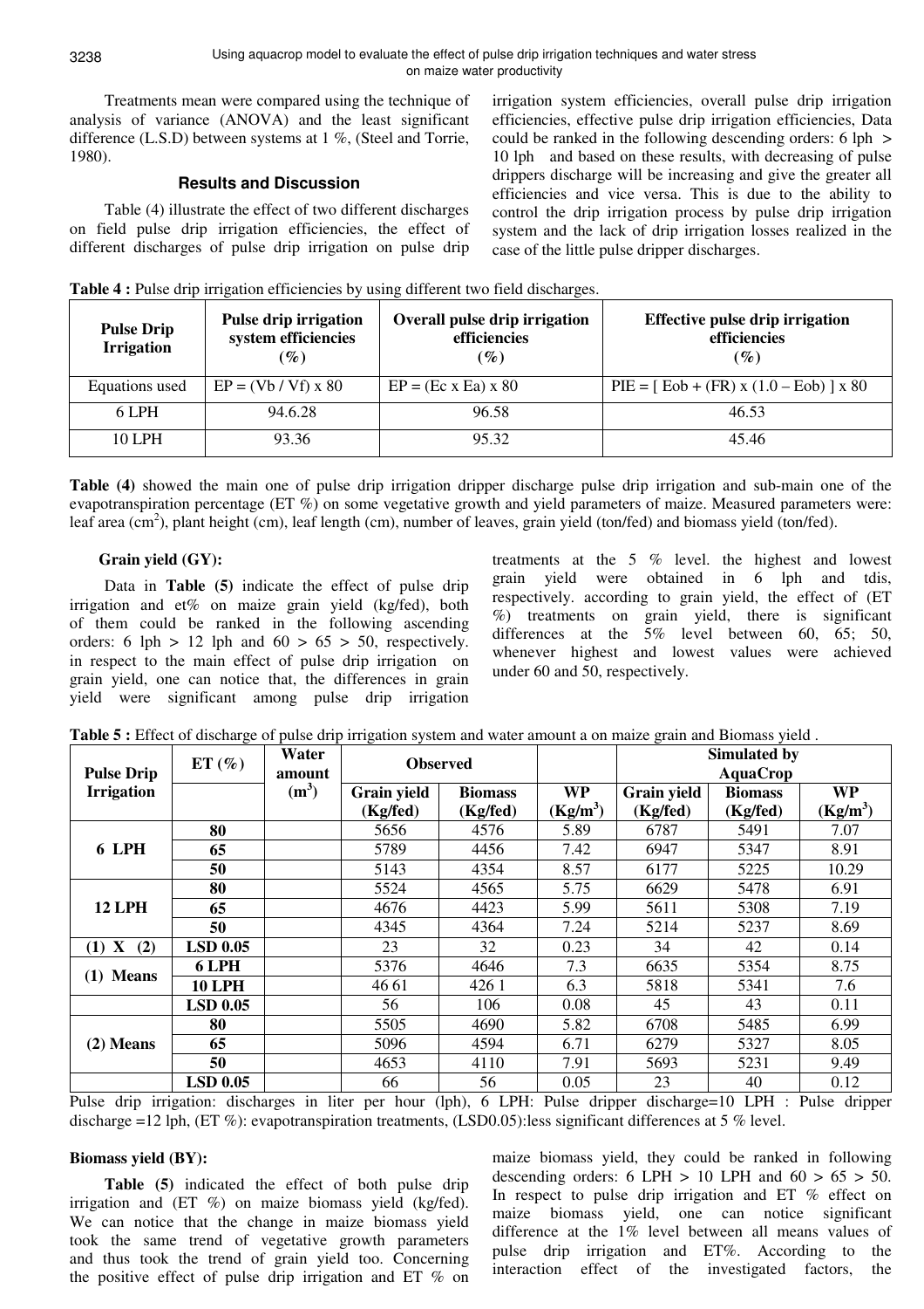Treatments mean were compared using the technique of analysis of variance (ANOVA) and the least significant difference (L.S.D) between systems at 1 %, (Steel and Torrie, 1980).

## Results and Discussion

Table (4) illustrate the effect of two different discharges on field pulse drip irrigation efficiencies, the effect of different discharges of pulse drip irrigation on pulse drip irrigation system efficiencies, overall pulse drip irrigation efficiencies, effective pulse drip irrigation efficiencies, Data could be ranked in the following descending orders: 6 lph > 10 lph and based on these results, with decreasing of pulse drippers discharge will be increasing and give the greater all efficiencies and vice versa. This is due to the ability to control the drip irrigation process by pulse drip irrigation system and the lack of drip irrigation losses realized in the case of the little pulse dripper discharges.

**Table 4 :** Pulse drip irrigation efficiencies by using different two field discharges.

| Pulse Drip Irrigation | Pulse drip irrigation system efficiencies (%) | Overall pulse drip irrigation efficiencies (%) | Effective pulse drip irrigation efficiencies (%) |
|---|---|---|---|
| Equations used | EP = (Vb / Vf) x 80 | EP = (Ec x Ea) x 80 | PIE = [ Eob + (FR) x (1.0 – Eob) ] x 80 |
| 6 LPH | 94.6.28 | 96.58 | 46.53 |
| 10 LPH | 93.36 | 95.32 | 45.46 |

**Table (4)** showed the main one of pulse drip irrigation dripper discharge pulse drip irrigation and sub-main one of the evapotranspiration percentage (ET %) on some vegetative growth and yield parameters of maize. Measured parameters were: leaf area ($cm^2$), plant height (cm), leaf length (cm), number of leaves, grain yield (ton/fed) and biomass yield (ton/fed).

### Grain yield (GY):

Data in **Table (5)** indicate the effect of pulse drip irrigation and et% on maize grain yield (kg/fed), both of them could be ranked in the following ascending orders: 6 lph > 12 lph and 60 > 65 > 50, respectively. in respect to the main effect of pulse drip irrigation on grain yield, one can notice that, the differences in grain yield were significant among pulse drip irrigation treatments at the 5 % level. the highest and lowest grain yield were obtained in 6 lph and tdis, respectively. according to grain yield, the effect of (ET %) treatments on grain yield, there is significant differences at the 5% level between 60, 65; 50, whenever highest and lowest values were achieved under 60 and 50, respectively.

**Table 5 :** Effect of discharge of pulse drip irrigation system and water amount a on maize grain and Biomass yield .

| Pulse Drip Irrigation | ET (%) | Water amount ($m^3$) | Observed | | | Simulated by AquaCrop | | |
|---|---|---|---|---|---|---|---|---|
| | | | Grain yield (Kg/fed) | Biomass (Kg/fed) | WP (Kg/$m^3$) | Grain yield (Kg/fed) | Biomass (Kg/fed) | WP (Kg/$m^3$) |
| 6 LPH | 80 | | 5656 | 4576 | 5.89 | 6787 | 5491 | 7.07 |
| | 65 | | 5789 | 4456 | 7.42 | 6947 | 5347 | 8.91 |
| | 50 | | 5143 | 4354 | 8.57 | 6177 | 5225 | 10.29 |
| 12 LPH | 80 | | 5524 | 4565 | 5.75 | 6629 | 5478 | 6.91 |
| | 65 | | 4676 | 4423 | 5.99 | 5611 | 5308 | 7.19 |
| | 50 | | 4345 | 4364 | 7.24 | 5214 | 5237 | 8.69 |
| (1) X (2) | LSD 0.05 | | 23 | 32 | 0.23 | 34 | 42 | 0.14 |
| (1) Means | 6 LPH | | 5376 | 4646 | 7.3 | 6635 | 5354 | 8.75 |
| | 10 LPH | | 46 61 | 426 1 | 6.3 | 5818 | 5341 | 7.6 |
| | LSD 0.05 | | 56 | 106 | 0.08 | 45 | 43 | 0.11 |
| (2) Means | 80 | | 5505 | 4690 | 5.82 | 6708 | 5485 | 6.99 |
| | 65 | | 5096 | 4594 | 6.71 | 6279 | 5327 | 8.05 |
| | 50 | | 4653 | 4110 | 7.91 | 5693 | 5231 | 9.49 |
| | LSD 0.05 | | 66 | 56 | 0.05 | 23 | 40 | 0.12 |

Pulse drip irrigation: discharges in liter per hour (lph), 6 LPH: Pulse dripper discharge=10 LPH : Pulse dripper discharge =12 lph, (ET %): evapotranspiration treatments, (LSD0.05):less significant differences at 5 % level.

### Biomass yield (BY):

**Table (5)** indicated the effect of both pulse drip irrigation and (ET %) on maize biomass yield (kg/fed). We can notice that the change in maize biomass yield took the same trend of vegetative growth parameters and thus took the trend of grain yield too. Concerning the positive effect of pulse drip irrigation and ET % on maize biomass yield, they could be ranked in following descending orders: 6 LPH > 10 LPH and 60 > 65 > 50. In respect to pulse drip irrigation and ET % effect on maize biomass yield, one can notice significant difference at the 1% level between all means values of pulse drip irrigation and ET%. According to the interaction effect of the investigated factors, the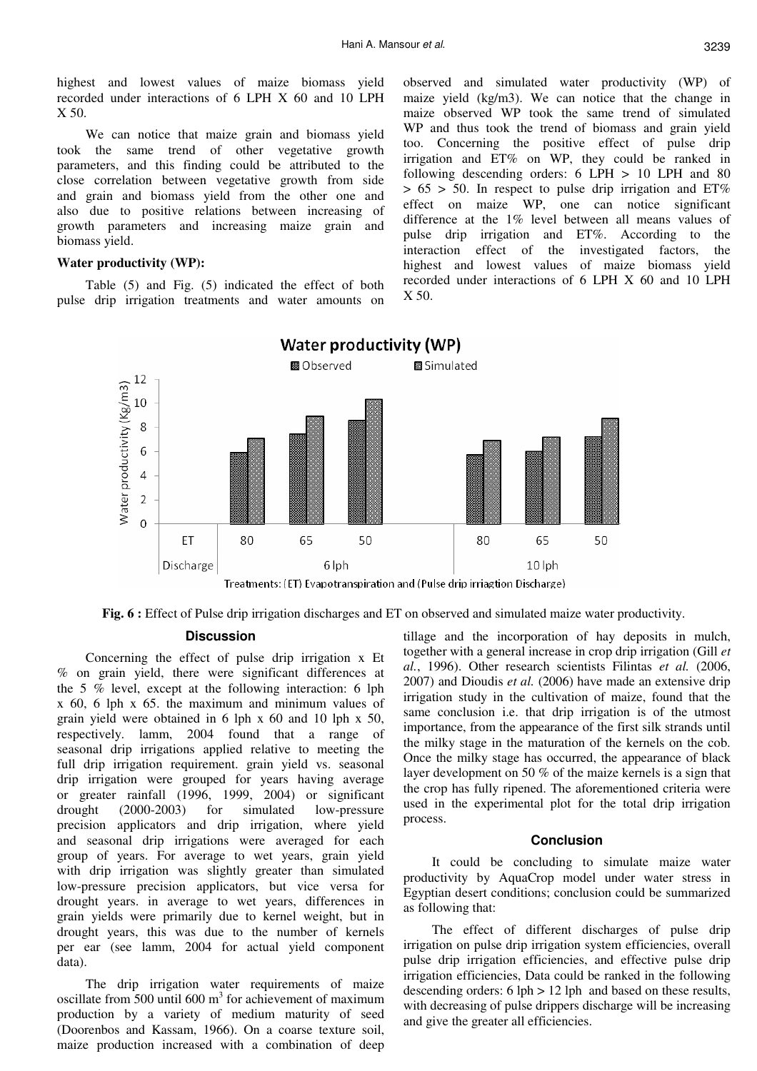highest and lowest values of maize biomass yield recorded under interactions of 6 LPH X 60 and 10 LPH X 50.

We can notice that maize grain and biomass yield took the same trend of other vegetative growth parameters, and this finding could be attributed to the close correlation between vegetative growth from side and grain and biomass yield from the other one and also due to positive relations between increasing of growth parameters and increasing maize grain and biomass yield.

**Water productivity (WP):**

Table (5) and Fig. (5) indicated the effect of both pulse drip irrigation treatments and water amounts on observed and simulated water productivity (WP) of maize yield (kg/m3). We can notice that the change in maize observed WP took the same trend of simulated WP and thus took the trend of biomass and grain yield too. Concerning the positive effect of pulse drip irrigation and ET% on WP, they could be ranked in following descending orders: 6 LPH > 10 LPH and 80 > 65 > 50. In respect to pulse drip irrigation and ET% effect on maize WP, one can notice significant difference at the 1% level between all means values of pulse drip irrigation and ET%. According to the interaction effect of the investigated factors, the highest and lowest values of maize biomass yield recorded under interactions of 6 LPH X 60 and 10 LPH X 50.

**Fig. 6 :** Effect of Pulse drip irrigation discharges and ET on observed and simulated maize water productivity.

## Discussion

Concerning the effect of pulse drip irrigation x Et % on grain yield, there were significant differences at the 5 % level, except at the following interaction: 6 lph x 60, 6 lph x 65. the maximum and minimum values of grain yield were obtained in 6 lph x 60 and 10 lph x 50, respectively. lamm, 2004 found that a range of seasonal drip irrigations applied relative to meeting the full drip irrigation requirement. grain yield vs. seasonal drip irrigation were grouped for years having average or greater rainfall (1996, 1999, 2004) or significant drought (2000-2003) for simulated low-pressure precision applicators and drip irrigation, where yield and seasonal drip irrigations were averaged for each group of years. For average to wet years, grain yield with drip irrigation was slightly greater than simulated low-pressure precision applicators, but vice versa for drought years. in average to wet years, differences in grain yields were primarily due to kernel weight, but in drought years, this was due to the number of kernels per ear (see lamm, 2004 for actual yield component data).

The drip irrigation water requirements of maize oscillate from 500 until 600 $m^3$ for achievement of maximum production by a variety of medium maturity of seed (Doorenbos and Kassam, 1966). On a coarse texture soil, maize production increased with a combination of deep tillage and the incorporation of hay deposits in mulch, together with a general increase in crop drip irrigation (Gill *et al.*, 1996). Other research scientists Filintas *et al.* (2006, 2007) and Dioudis *et al.* (2006) have made an extensive drip irrigation study in the cultivation of maize, found that the same conclusion i.e. that drip irrigation is of the utmost importance, from the appearance of the first silk strands until the milky stage in the maturation of the kernels on the cob. Once the milky stage has occurred, the appearance of black layer development on 50 % of the maize kernels is a sign that the crop has fully ripened. The aforementioned criteria were used in the experimental plot for the total drip irrigation process.

## Conclusion

It could be concluding to simulate maize water productivity by AquaCrop model under water stress in Egyptian desert conditions; conclusion could be summarized as following that:

The effect of different discharges of pulse drip irrigation on pulse drip irrigation system efficiencies, overall pulse drip irrigation efficiencies, and effective pulse drip irrigation efficiencies, Data could be ranked in the following descending orders: 6 lph > 12 lph and based on these results, with decreasing of pulse drippers discharge will be increasing and give the greater all efficiencies.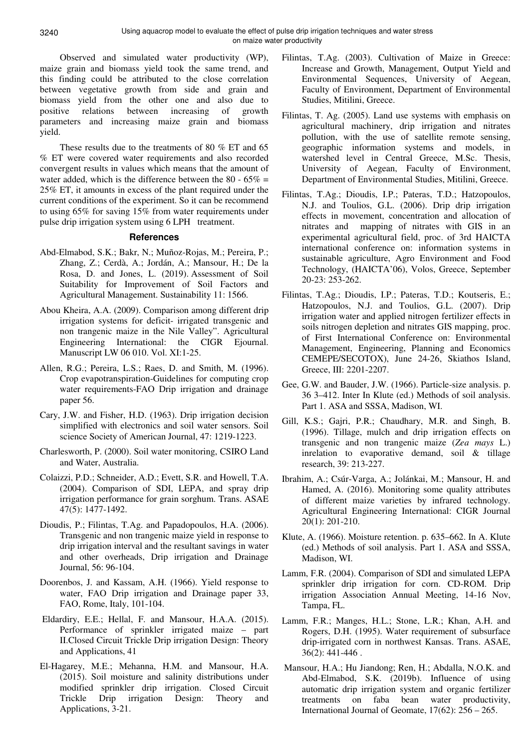Observed and simulated water productivity (WP), maize grain and biomass yield took the same trend, and this finding could be attributed to the close correlation between vegetative growth from side and grain and biomass yield from the other one and also due to positive relations between increasing of growth parameters and increasing maize grain and biomass yield.

These results due to the treatments of 80 % ET and 65 % ET were covered water requirements and also recorded convergent results in values which means that the amount of water added, which is the difference between the 80 - 65% = 25% ET, it amounts in excess of the plant required under the current conditions of the experiment. So it can be recommend to using 65% for saving 15% from water requirements under pulse drip irrigation system using 6 LPH treatment.

## References

Abd-Elmabod, S.K.; Bakr, N.; Muñoz-Rojas, M.; Pereira, P.; Zhang, Z.; Cerdà, A.; Jordán, A.; Mansour, H.; De la Rosa, D. and Jones, L. (2019). Assessment of Soil Suitability for Improvement of Soil Factors and Agricultural Management. Sustainability 11: 1566.

Abou Kheira, A.A. (2009). Comparison among different drip irrigation systems for deficit- irrigated transgenic and non trangenic maize in the Nile Valley". Agricultural Engineering International: the CIGR Ejournal. Manuscript LW 06 010. Vol. XI:1-25.

Allen, R.G.; Pereira, L.S.; Raes, D. and Smith, M. (1996). Crop evapotranspiration-Guidelines for computing crop water requirements-FAO Drip irrigation and drainage paper 56.

Cary, J.W. and Fisher, H.D. (1963). Drip irrigation decision simplified with electronics and soil water sensors. Soil science Society of American Journal, 47: 1219-1223.

Charlesworth, P. (2000). Soil water monitoring, CSIRO Land and Water, Australia.

Colaizzi, P.D.; Schneider, A.D.; Evett, S.R. and Howell, T.A. (2004). Comparison of SDI, LEPA, and spray drip irrigation performance for grain sorghum. Trans. ASAE 47(5): 1477-1492.

Dioudis, P.; Filintas, T.Ag. and Papadopoulos, H.A. (2006). Transgenic and non trangenic maize yield in response to drip irrigation interval and the resultant savings in water and other overheads, Drip irrigation and Drainage Journal, 56: 96-104.

Doorenbos, J. and Kassam, A.H. (1966). Yield response to water, FAO Drip irrigation and Drainage paper 33, FAO, Rome, Italy, 101-104.

Eldardiry, E.E.; Hellal, F. and Mansour, H.A.A. (2015). Performance of sprinkler irrigated maize – part II.Closed Circuit Trickle Drip irrigation Design: Theory and Applications, 41

El-Hagarey, M.E.; Mehanna, H.M. and Mansour, H.A. (2015). Soil moisture and salinity distributions under modified sprinkler drip irrigation. Closed Circuit Trickle Drip irrigation Design: Theory and Applications, 3-21.

Filintas, T.Ag. (2003). Cultivation of Maize in Greece: Increase and Growth, Management, Output Yield and Environmental Sequences, University of Aegean, Faculty of Environment, Department of Environmental Studies, Mitilini, Greece.

Filintas, T. Ag. (2005). Land use systems with emphasis on agricultural machinery, drip irrigation and nitrates pollution, with the use of satellite remote sensing, geographic information systems and models, in watershed level in Central Greece, M.Sc. Thesis, University of Aegean, Faculty of Environment, Department of Environmental Studies, Mitilini, Greece.

Filintas, T.Ag.; Dioudis, I.P.; Pateras, T.D.; Hatzopoulos, N.J. and Toulios, G.L. (2006). Drip drip irrigation effects in movement, concentration and allocation of nitrates and mapping of nitrates with GIS in an experimental agricultural field, proc. of 3rd HAICTA international conference on: information systems in sustainable agriculture, Agro Environment and Food Technology, (HAICTA'06), Volos, Greece, September 20-23: 253-262.

Filintas, T.Ag.; Dioudis, I.P.; Pateras, T.D.; Koutseris, E.; Hatzopoulos, N.J. and Toulios, G.L. (2007). Drip irrigation water and applied nitrogen fertilizer effects in soils nitrogen depletion and nitrates GIS mapping, proc. of First International Conference on: Environmental Management, Engineering, Planning and Economics CEMEPE/SECOTOX), June 24-26, Skiathos Island, Greece, III: 2201-2207.

Gee, G.W. and Bauder, J.W. (1966). Particle-size analysis. p. 36 3–412. Inter In Klute (ed.) Methods of soil analysis. Part 1. ASA and SSSA, Madison, WI.

Gill, K.S.; Gajri, P.R.; Chaudhary, M.R. and Singh, B. (1996). Tillage, mulch and drip irrigation effects on transgenic and non trangenic maize (*Zea mays* L.) inrelation to evaporative demand, soil & tillage research, 39: 213-227.

Ibrahim, A.; Csúr-Varga, A.; Jolánkai, M.; Mansour, H. and Hamed, A. (2016). Monitoring some quality attributes of different maize varieties by infrared technology. Agricultural Engineering International: CIGR Journal 20(1): 201-210.

Klute, A. (1966). Moisture retention. p. 635–662. In A. Klute (ed.) Methods of soil analysis. Part 1. ASA and SSSA, Madison, WI.

Lamm, F.R. (2004). Comparison of SDI and simulated LEPA sprinkler drip irrigation for corn. CD-ROM. Drip irrigation Association Annual Meeting, 14-16 Nov, Tampa, FL.

Lamm, F.R.; Manges, H.L.; Stone, L.R.; Khan, A.H. and Rogers, D.H. (1995). Water requirement of subsurface drip-irrigated corn in northwest Kansas. Trans. ASAE, 36(2): 441-446 .

Mansour, H.A.; Hu Jiandong; Ren, H.; Abdalla, N.O.K. and Abd-Elmabod, S.K. (2019b). Influence of using automatic drip irrigation system and organic fertilizer treatments on faba bean water productivity, International Journal of Geomate, 17(62): 256 – 265.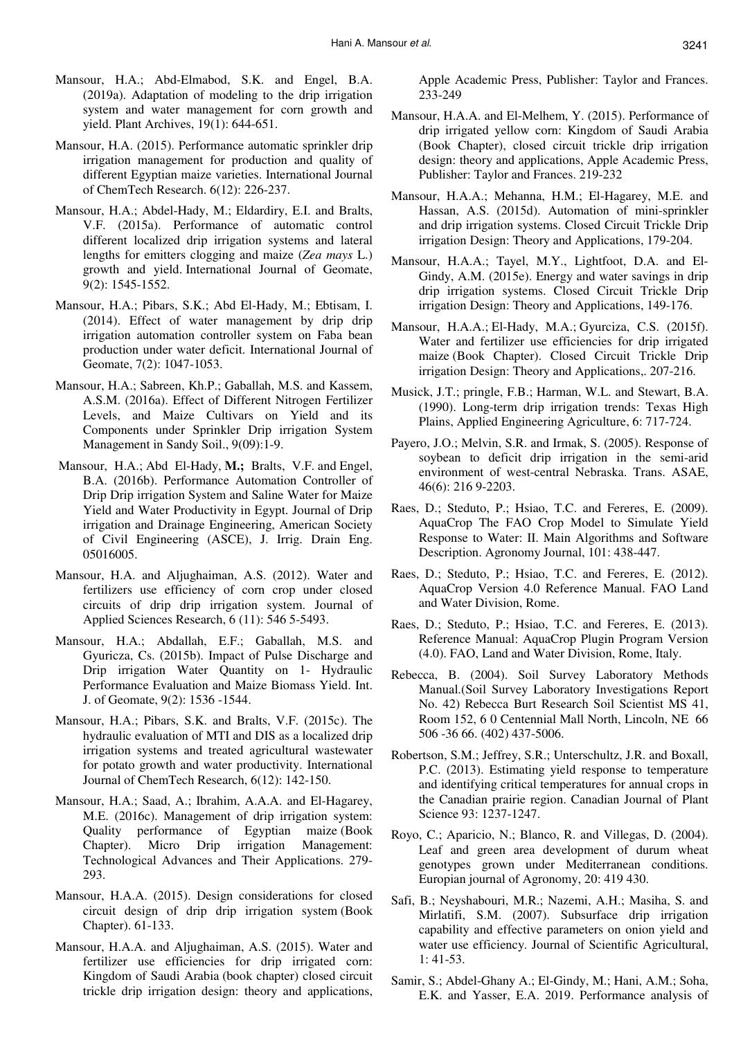Mansour, H.A.; Abd-Elmabod, S.K. and Engel, B.A. (2019a). Adaptation of modeling to the drip irrigation system and water management for corn growth and yield. Plant Archives, 19(1): 644-651.

Mansour, H.A. (2015). Performance automatic sprinkler drip irrigation management for production and quality of different Egyptian maize varieties. International Journal of ChemTech Research. 6(12): 226-237.

Mansour, H.A.; Abdel-Hady, M.; Eldardiry, E.I. and Bralts, V.F. (2015a). Performance of automatic control different localized drip irrigation systems and lateral lengths for emitters clogging and maize (*Zea mays* L.) growth and yield. International Journal of Geomate, 9(2): 1545-1552.

Mansour, H.A.; Pibars, S.K.; Abd El-Hady, M.; Ebtisam, I. (2014). Effect of water management by drip drip irrigation automation controller system on Faba bean production under water deficit. International Journal of Geomate, 7(2): 1047-1053.

Mansour, H.A.; Sabreen, Kh.P.; Gaballah, M.S. and Kassem, A.S.M. (2016a). Effect of Different Nitrogen Fertilizer Levels, and Maize Cultivars on Yield and its Components under Sprinkler Drip irrigation System Management in Sandy Soil., 9(09):1-9.

Mansour, H.A.; Abd El-Hady, **M.;** Bralts, V.F. and Engel, B.A. (2016b). Performance Automation Controller of Drip Drip irrigation System and Saline Water for Maize Yield and Water Productivity in Egypt. Journal of Drip irrigation and Drainage Engineering, American Society of Civil Engineering (ASCE), J. Irrig. Drain Eng. 05016005.

Mansour, H.A. and Aljughaiman, A.S. (2012). Water and fertilizers use efficiency of corn crop under closed circuits of drip drip irrigation system. Journal of Applied Sciences Research, 6 (11): 546 5-5493.

Mansour, H.A.; Abdallah, E.F.; Gaballah, M.S. and Gyuricza, Cs. (2015b). Impact of Pulse Discharge and Drip irrigation Water Quantity on 1- Hydraulic Performance Evaluation and Maize Biomass Yield. Int. J. of Geomate, 9(2): 1536 -1544.

Mansour, H.A.; Pibars, S.K. and Bralts, V.F. (2015c). The hydraulic evaluation of MTI and DIS as a localized drip irrigation systems and treated agricultural wastewater for potato growth and water productivity. International Journal of ChemTech Research, 6(12): 142-150.

Mansour, H.A.; Saad, A.; Ibrahim, A.A.A. and El-Hagarey, M.E. (2016c). Management of drip irrigation system: Quality performance of Egyptian maize (Book Chapter). Micro Drip irrigation Management: Technological Advances and Their Applications. 279-293.

Mansour, H.A.A. (2015). Design considerations for closed circuit design of drip drip irrigation system (Book Chapter). 61-133.

Mansour, H.A.A. and Aljughaiman, A.S. (2015). Water and fertilizer use efficiencies for drip irrigated corn: Kingdom of Saudi Arabia (book chapter) closed circuit trickle drip irrigation design: theory and applications, Apple Academic Press, Publisher: Taylor and Frances. 233-249

Mansour, H.A.A. and El-Melhem, Y. (2015). Performance of drip irrigated yellow corn: Kingdom of Saudi Arabia (Book Chapter), closed circuit trickle drip irrigation design: theory and applications, Apple Academic Press, Publisher: Taylor and Frances. 219-232

Mansour, H.A.A.; Mehanna, H.M.; El-Hagarey, M.E. and Hassan, A.S. (2015d). Automation of mini-sprinkler and drip irrigation systems. Closed Circuit Trickle Drip irrigation Design: Theory and Applications, 179-204.

Mansour, H.A.A.; Tayel, M.Y., Lightfoot, D.A. and El-Gindy, A.M. (2015e). Energy and water savings in drip drip irrigation systems. Closed Circuit Trickle Drip irrigation Design: Theory and Applications, 149-176.

Mansour, H.A.A.; El-Hady, M.A.; Gyurciza, C.S. (2015f). Water and fertilizer use efficiencies for drip irrigated maize (Book Chapter). Closed Circuit Trickle Drip irrigation Design: Theory and Applications,. 207-216.

Musick, J.T.; pringle, F.B.; Harman, W.L. and Stewart, B.A. (1990). Long-term drip irrigation trends: Texas High Plains, Applied Engineering Agriculture, 6: 717-724.

Payero, J.O.; Melvin, S.R. and Irmak, S. (2005). Response of soybean to deficit drip irrigation in the semi-arid environment of west-central Nebraska. Trans. ASAE, 46(6): 216 9-2203.

Raes, D.; Steduto, P.; Hsiao, T.C. and Fereres, E. (2009). AquaCrop The FAO Crop Model to Simulate Yield Response to Water: II. Main Algorithms and Software Description. Agronomy Journal, 101: 438-447.

Raes, D.; Steduto, P.; Hsiao, T.C. and Fereres, E. (2012). AquaCrop Version 4.0 Reference Manual. FAO Land and Water Division, Rome.

Raes, D.; Steduto, P.; Hsiao, T.C. and Fereres, E. (2013). Reference Manual: AquaCrop Plugin Program Version (4.0). FAO, Land and Water Division, Rome, Italy.

Rebecca, B. (2004). Soil Survey Laboratory Methods Manual.(Soil Survey Laboratory Investigations Report No. 42) Rebecca Burt Research Soil Scientist MS 41, Room 152, 6 0 Centennial Mall North, Lincoln, NE 66 506 -36 66. (402) 437-5006.

Robertson, S.M.; Jeffrey, S.R.; Unterschultz, J.R. and Boxall, P.C. (2013). Estimating yield response to temperature and identifying critical temperatures for annual crops in the Canadian prairie region. Canadian Journal of Plant Science 93: 1237-1247.

Royo, C.; Aparicio, N.; Blanco, R. and Villegas, D. (2004). Leaf and green area development of durum wheat genotypes grown under Mediterranean conditions. Europian journal of Agronomy, 20: 419 430.

Safi, B.; Neyshabouri, M.R.; Nazemi, A.H.; Masiha, S. and Mirlatifi, S.M. (2007). Subsurface drip irrigation capability and effective parameters on onion yield and water use efficiency. Journal of Scientific Agricultural, 1: 41-53.

Samir, S.; Abdel-Ghany A.; El-Gindy, M.; Hani, A.M.; Soha, E.K. and Yasser, E.A. 2019. Performance analysis of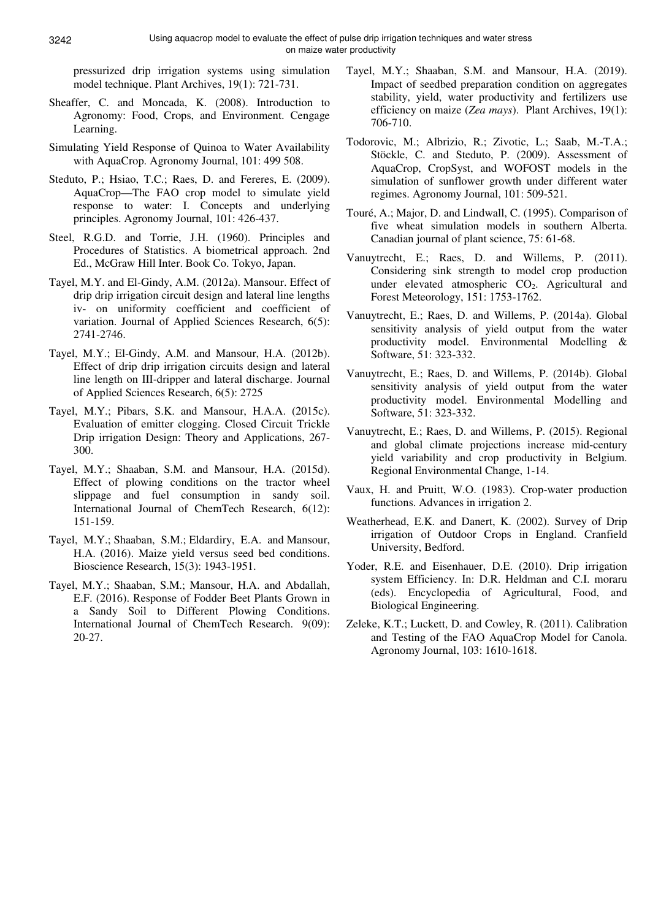pressurized drip irrigation systems using simulation model technique. Plant Archives, 19(1): 721-731.

Sheaffer, C. and Moncada, K. (2008). Introduction to Agronomy: Food, Crops, and Environment. Cengage Learning.

Simulating Yield Response of Quinoa to Water Availability with AquaCrop. Agronomy Journal, 101: 499 508.

Steduto, P.; Hsiao, T.C.; Raes, D. and Fereres, E. (2009). AquaCrop—The FAO crop model to simulate yield response to water: I. Concepts and underlying principles. Agronomy Journal, 101: 426-437.

Steel, R.G.D. and Torrie, J.H. (1960). Principles and Procedures of Statistics. A biometrical approach. 2nd Ed., McGraw Hill Inter. Book Co. Tokyo, Japan.

Tayel, M.Y. and El-Gindy, A.M. (2012a). Mansour. Effect of drip drip irrigation circuit design and lateral line lengths iv- on uniformity coefficient and coefficient of variation. Journal of Applied Sciences Research, 6(5): 2741-2746.

Tayel, M.Y.; El-Gindy, A.M. and Mansour, H.A. (2012b). Effect of drip drip irrigation circuits design and lateral line length on III-dripper and lateral discharge. Journal of Applied Sciences Research, 6(5): 2725

Tayel, M.Y.; Pibars, S.K. and Mansour, H.A.A. (2015c). Evaluation of emitter clogging. Closed Circuit Trickle Drip irrigation Design: Theory and Applications, 267-300.

Tayel, M.Y.; Shaaban, S.M. and Mansour, H.A. (2015d). Effect of plowing conditions on the tractor wheel slippage and fuel consumption in sandy soil. International Journal of ChemTech Research, 6(12): 151-159.

Tayel, M.Y.; Shaaban, S.M.; Eldardiry, E.A. and Mansour, H.A. (2016). Maize yield versus seed bed conditions. Bioscience Research, 15(3): 1943-1951.

Tayel, M.Y.; Shaaban, S.M.; Mansour, H.A. and Abdallah, E.F. (2016). Response of Fodder Beet Plants Grown in a Sandy Soil to Different Plowing Conditions. International Journal of ChemTech Research. 9(09): 20-27.

Tayel, M.Y.; Shaaban, S.M. and Mansour, H.A. (2019). Impact of seedbed preparation condition on aggregates stability, yield, water productivity and fertilizers use efficiency on maize (*Zea mays*). Plant Archives, 19(1): 706-710.

Todorovic, M.; Albrizio, R.; Zivotic, L.; Saab, M.-T.A.; Stöckle, C. and Steduto, P. (2009). Assessment of AquaCrop, CropSyst, and WOFOST models in the simulation of sunflower growth under different water regimes. Agronomy Journal, 101: 509-521.

Touré, A.; Major, D. and Lindwall, C. (1995). Comparison of five wheat simulation models in southern Alberta. Canadian journal of plant science, 75: 61-68.

Vanuytrecht, E.; Raes, D. and Willems, P. (2011). Considering sink strength to model crop production under elevated atmospheric $CO_2$. Agricultural and Forest Meteorology, 151: 1753-1762.

Vanuytrecht, E.; Raes, D. and Willems, P. (2014a). Global sensitivity analysis of yield output from the water productivity model. Environmental Modelling & Software, 51: 323-332.

Vanuytrecht, E.; Raes, D. and Willems, P. (2014b). Global sensitivity analysis of yield output from the water productivity model. Environmental Modelling and Software, 51: 323-332.

Vanuytrecht, E.; Raes, D. and Willems, P. (2015). Regional and global climate projections increase mid-century yield variability and crop productivity in Belgium. Regional Environmental Change, 1-14.

Vaux, H. and Pruitt, W.O. (1983). Crop-water production functions. Advances in irrigation 2.

Weatherhead, E.K. and Danert, K. (2002). Survey of Drip irrigation of Outdoor Crops in England. Cranfield University, Bedford.

Yoder, R.E. and Eisenhauer, D.E. (2010). Drip irrigation system Efficiency. In: D.R. Heldman and C.I. moraru (eds). Encyclopedia of Agricultural, Food, and Biological Engineering.

Zeleke, K.T.; Luckett, D. and Cowley, R. (2011). Calibration and Testing of the FAO AquaCrop Model for Canola. Agronomy Journal, 103: 1610-1618.